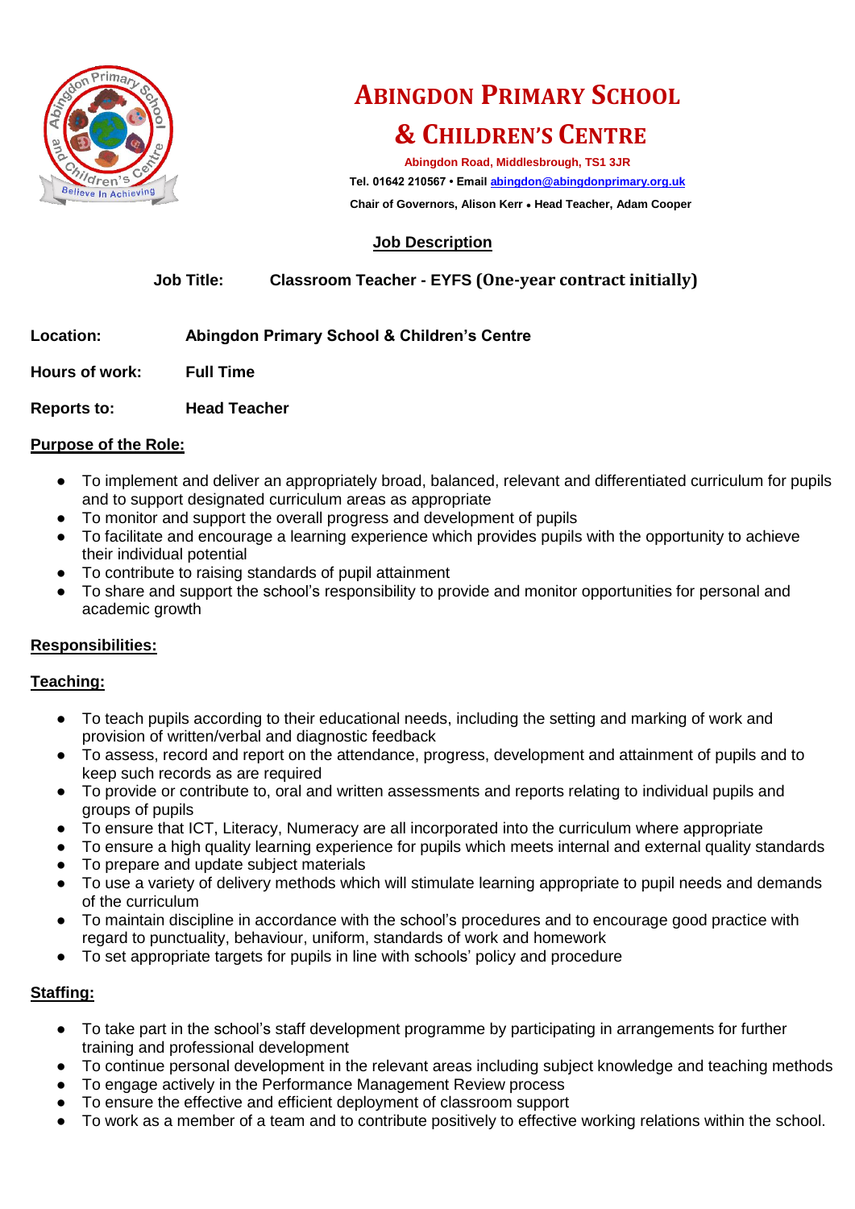# Abingdon Primary School & Children's Centre

**Abingdon Road, Middlesbrough, TS1 3JR**

**Tel. 01642 210567 • Email abingdon@abingdonprimary.org.uk**

**Chair of Governors, Alison Kerr • Head Teacher, Adam Cooper**

## Job Description

**Job Title:** **Classroom Teacher - EYFS (One-year contract initially)**

**Location:** **Abingdon Primary School & Children's Centre**

**Hours of work:** **Full Time**

**Reports to:** **Head Teacher**

### Purpose of the Role:

- To implement and deliver an appropriately broad, balanced, relevant and differentiated curriculum for pupils and to support designated curriculum areas as appropriate
- To monitor and support the overall progress and development of pupils
- To facilitate and encourage a learning experience which provides pupils with the opportunity to achieve their individual potential
- To contribute to raising standards of pupil attainment
- To share and support the school's responsibility to provide and monitor opportunities for personal and academic growth

### Responsibilities:

### Teaching:

- To teach pupils according to their educational needs, including the setting and marking of work and provision of written/verbal and diagnostic feedback
- To assess, record and report on the attendance, progress, development and attainment of pupils and to keep such records as are required
- To provide or contribute to, oral and written assessments and reports relating to individual pupils and groups of pupils
- To ensure that ICT, Literacy, Numeracy are all incorporated into the curriculum where appropriate
- To ensure a high quality learning experience for pupils which meets internal and external quality standards
- To prepare and update subject materials
- To use a variety of delivery methods which will stimulate learning appropriate to pupil needs and demands of the curriculum
- To maintain discipline in accordance with the school's procedures and to encourage good practice with regard to punctuality, behaviour, uniform, standards of work and homework
- To set appropriate targets for pupils in line with schools' policy and procedure

### Staffing:

- To take part in the school's staff development programme by participating in arrangements for further training and professional development
- To continue personal development in the relevant areas including subject knowledge and teaching methods
- To engage actively in the Performance Management Review process
- To ensure the effective and efficient deployment of classroom support
- To work as a member of a team and to contribute positively to effective working relations within the school.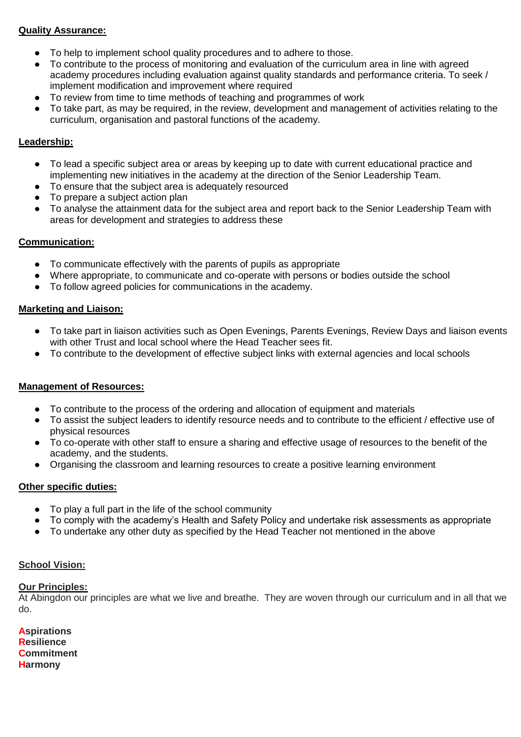**Quality Assurance:**

- To help to implement school quality procedures and to adhere to those.
- To contribute to the process of monitoring and evaluation of the curriculum area in line with agreed academy procedures including evaluation against quality standards and performance criteria. To seek / implement modification and improvement where required
- To review from time to time methods of teaching and programmes of work
- To take part, as may be required, in the review, development and management of activities relating to the curriculum, organisation and pastoral functions of the academy.

**Leadership:**

- To lead a specific subject area or areas by keeping up to date with current educational practice and implementing new initiatives in the academy at the direction of the Senior Leadership Team.
- To ensure that the subject area is adequately resourced
- To prepare a subject action plan
- To analyse the attainment data for the subject area and report back to the Senior Leadership Team with areas for development and strategies to address these

**Communication:**

- To communicate effectively with the parents of pupils as appropriate
- Where appropriate, to communicate and co-operate with persons or bodies outside the school
- To follow agreed policies for communications in the academy.

**Marketing and Liaison:**

- To take part in liaison activities such as Open Evenings, Parents Evenings, Review Days and liaison events with other Trust and local school where the Head Teacher sees fit.
- To contribute to the development of effective subject links with external agencies and local schools

**Management of Resources:**

- To contribute to the process of the ordering and allocation of equipment and materials
- To assist the subject leaders to identify resource needs and to contribute to the efficient / effective use of physical resources
- To co-operate with other staff to ensure a sharing and effective usage of resources to the benefit of the academy, and the students.
- Organising the classroom and learning resources to create a positive learning environment

**Other specific duties:**

- To play a full part in the life of the school community
- To comply with the academy's Health and Safety Policy and undertake risk assessments as appropriate
- To undertake any other duty as specified by the Head Teacher not mentioned in the above

**School Vision:**

**Our Principles:**

At Abingdon our principles are what we live and breathe. They are woven through our curriculum and in all that we do.

**Aspirations**
**Resilience**
**Commitment**
**Harmony**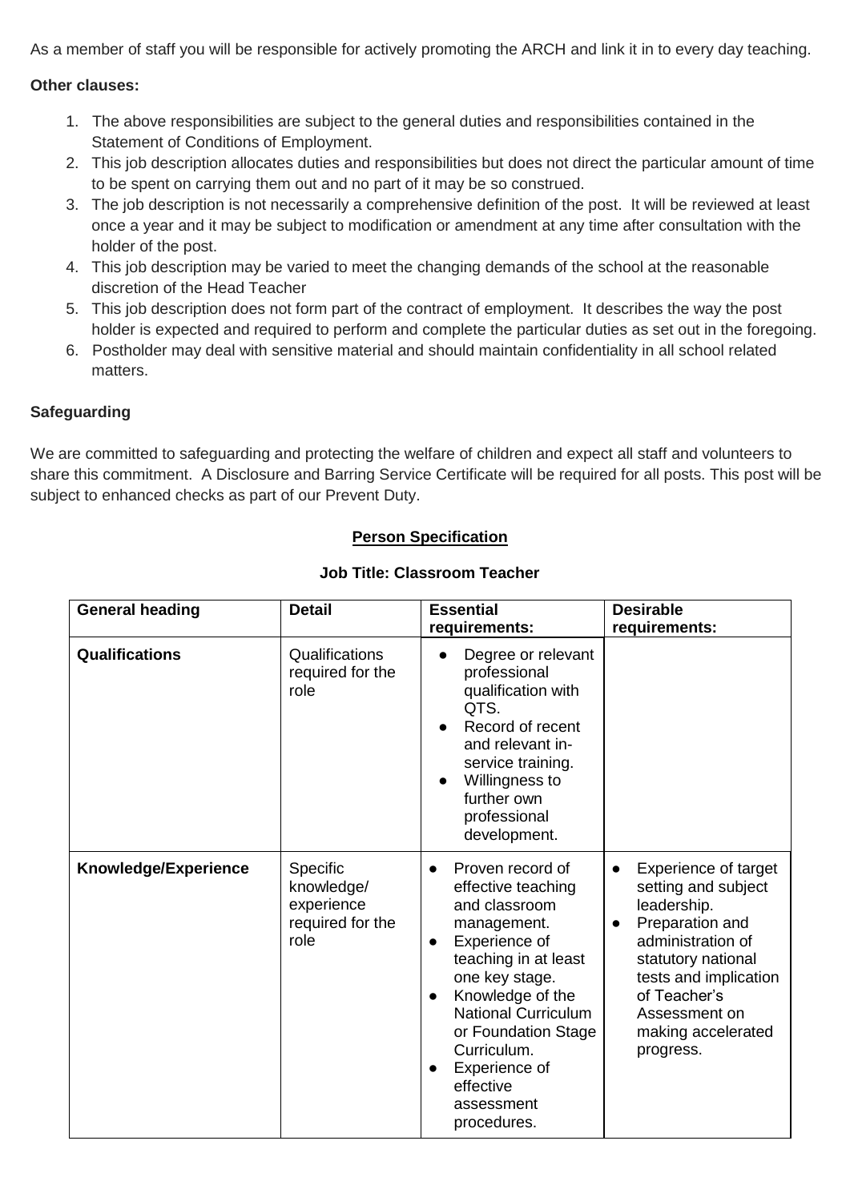As a member of staff you will be responsible for actively promoting the ARCH and link it in to every day teaching.

**Other clauses:**

1. The above responsibilities are subject to the general duties and responsibilities contained in the Statement of Conditions of Employment.
2. This job description allocates duties and responsibilities but does not direct the particular amount of time to be spent on carrying them out and no part of it may be so construed.
3. The job description is not necessarily a comprehensive definition of the post. It will be reviewed at least once a year and it may be subject to modification or amendment at any time after consultation with the holder of the post.
4. This job description may be varied to meet the changing demands of the school at the reasonable discretion of the Head Teacher
5. This job description does not form part of the contract of employment. It describes the way the post holder is expected and required to perform and complete the particular duties as set out in the foregoing.
6. Postholder may deal with sensitive material and should maintain confidentiality in all school related matters.

**Safeguarding**

We are committed to safeguarding and protecting the welfare of children and expect all staff and volunteers to share this commitment. A Disclosure and Barring Service Certificate will be required for all posts. This post will be subject to enhanced checks as part of our Prevent Duty.

## Person Specification

### Job Title: Classroom Teacher

| General heading | Detail | Essential requirements: | Desirable requirements: |
|---|---|---|---|
| **Qualifications** | Qualifications required for the role | • Degree or relevant professional qualification with QTS.<br>• Record of recent and relevant in-service training.<br>• Willingness to further own professional development. | |
| **Knowledge/Experience** | Specific knowledge/ experience required for the role | • Proven record of effective teaching and classroom management.<br>• Experience of teaching in at least one key stage.<br>• Knowledge of the National Curriculum or Foundation Stage Curriculum.<br>• Experience of effective assessment procedures. | • Experience of target setting and subject leadership.<br>• Preparation and administration of statutory national tests and implication of Teacher's Assessment on making accelerated progress. |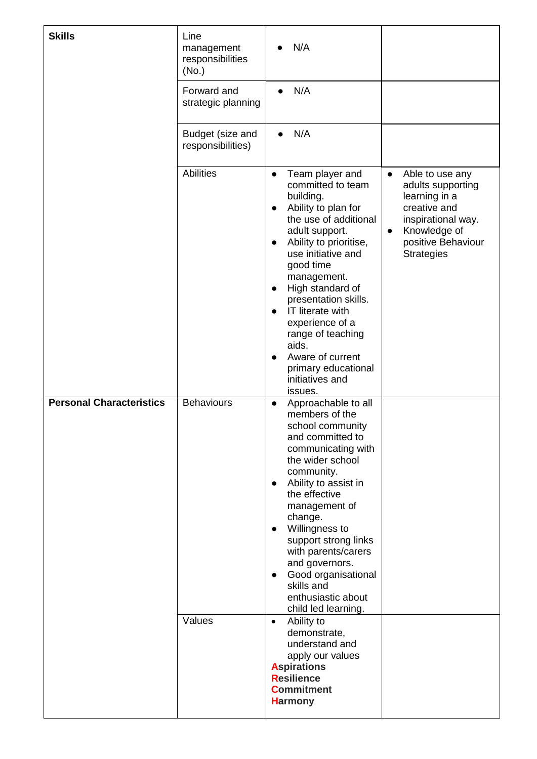| | | | |
|---|---|---|---|
| **Skills** | Line management responsibilities (No.) | <ul><li>N/A</li></ul> | |
| | Forward and strategic planning | <ul><li>N/A</li></ul> | |
| | Budget (size and responsibilities) | <ul><li>N/A</li></ul> | |
| | Abilities | <ul><li>Team player and committed to team building.</li><li>Ability to plan for the use of additional adult support.</li><li>Ability to prioritise, use initiative and good time management.</li><li>High standard of presentation skills.</li><li>IT literate with experience of a range of teaching aids.</li><li>Aware of current primary educational initiatives and issues.</li></ul> | <ul><li>Able to use any adults supporting learning in a creative and inspirational way.</li><li>Knowledge of positive Behaviour Strategies</li></ul> |
| **Personal Characteristics** | Behaviours | <ul><li>Approachable to all members of the school community and committed to communicating with the wider school community.</li><li>Ability to assist in the effective management of change.</li><li>Willingness to support strong links with parents/carers and governors.</li><li>Good organisational skills and enthusiastic about child led learning.</li></ul> | |
| | Values | <ul><li>Ability to demonstrate, understand and apply our values</li></ul>**Aspirations**<br>**Resilience**<br>**Commitment**<br>**Harmony** | |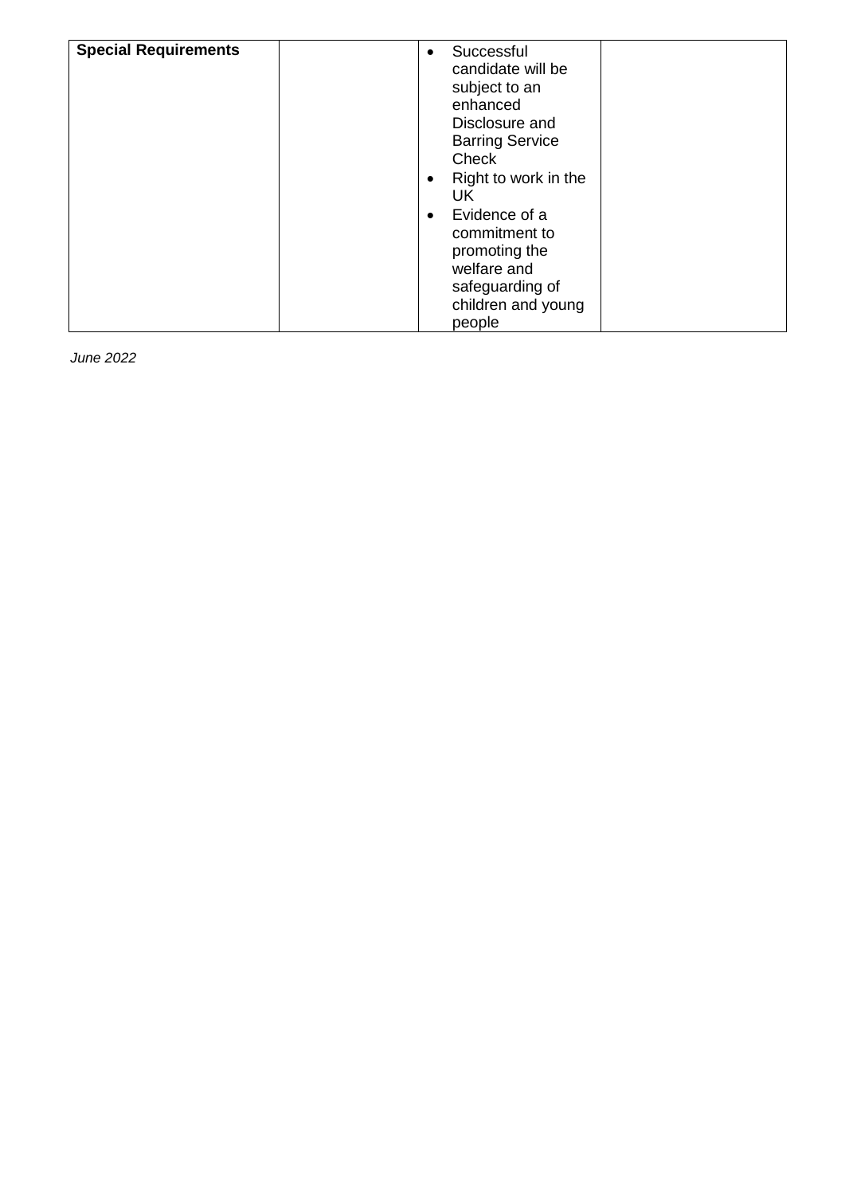| | | | |
|---|---|---|---|
| **Special Requirements** | | • Successful candidate will be subject to an enhanced Disclosure and Barring Service Check<br>• Right to work in the UK<br>• Evidence of a commitment to promoting the welfare and safeguarding of children and young people | |

*June 2022*